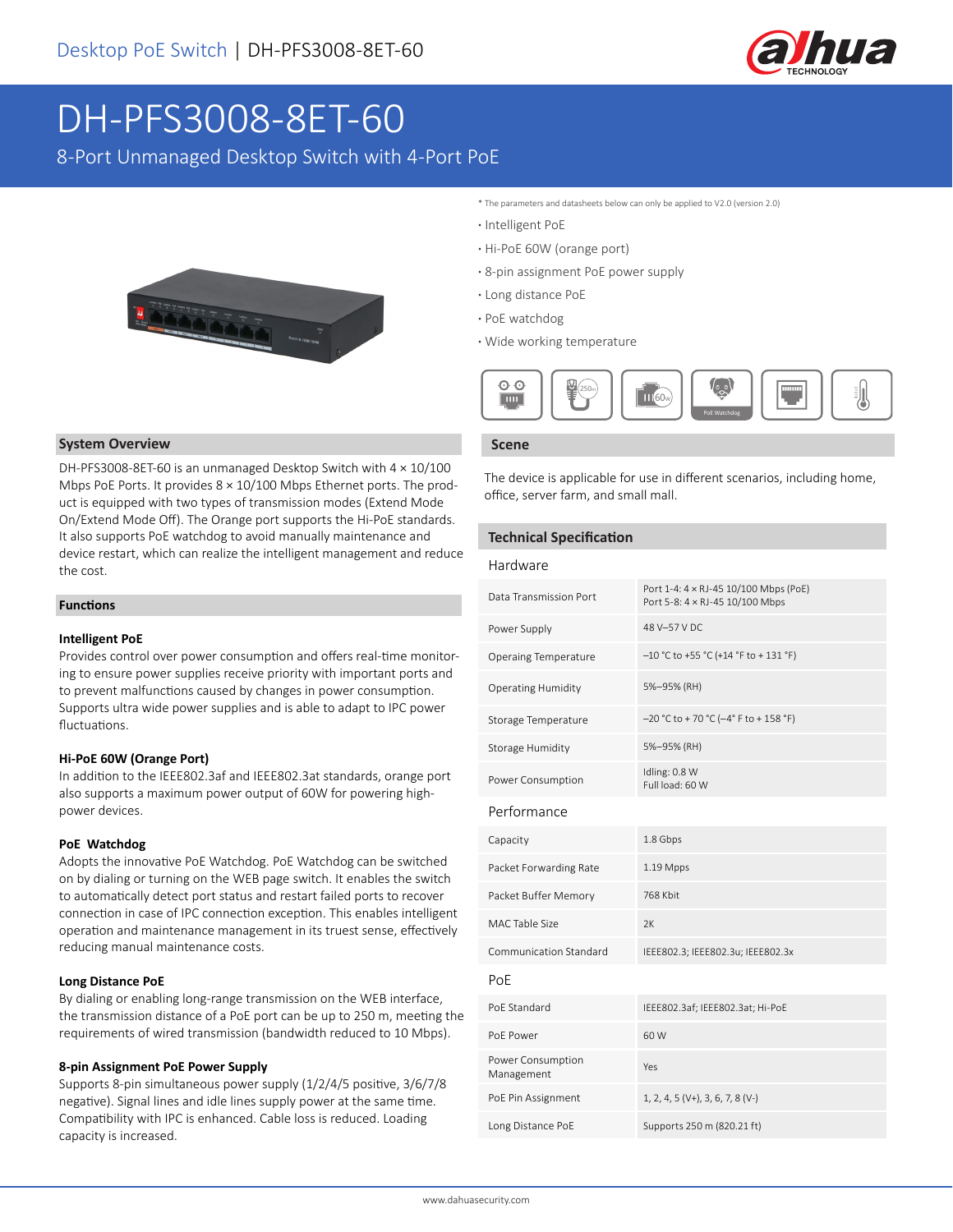Desktop PoE Switch | DH-PFS3008-8ET-60

# DH-PFS3008-8ET-60

8-Port Unmanaged Desktop Switch with 4-Port PoE

* The parameters and datasheets below can only be applied to V2.0 (version 2.0)

- Intelligent PoE
- Hi-PoE 60W (orange port)
- 8-pin assignment PoE power supply
- Long distance PoE
- PoE watchdog
- Wide working temperature

## System Overview

DH-PFS3008-8ET-60 is an unmanaged Desktop Switch with 4 × 10/100 Mbps PoE Ports. It provides 8 × 10/100 Mbps Ethernet ports. The product is equipped with two types of transmission modes (Extend Mode On/Extend Mode Off). The Orange port supports the Hi-PoE standards. It also supports PoE watchdog to avoid manually maintenance and device restart, which can realize the intelligent management and reduce the cost.

## Functions

### Intelligent PoE

Provides control over power consumption and offers real-time monitoring to ensure power supplies receive priority with important ports and to prevent malfunctions caused by changes in power consumption. Supports ultra wide power supplies and is able to adapt to IPC power fluctuations.

### Hi-PoE 60W (Orange Port)

In addition to the IEEE802.3af and IEEE802.3at standards, orange port also supports a maximum power output of 60W for powering high-power devices.

### PoE Watchdog

Adopts the innovative PoE Watchdog. PoE Watchdog can be switched on by dialing or turning on the WEB page switch. It enables the switch to automatically detect port status and restart failed ports to recover connection in case of IPC connection exception. This enables intelligent operation and maintenance management in its truest sense, effectively reducing manual maintenance costs.

### Long Distance PoE

By dialing or enabling long-range transmission on the WEB interface, the transmission distance of a PoE port can be up to 250 m, meeting the requirements of wired transmission (bandwidth reduced to 10 Mbps).

### 8-pin Assignment PoE Power Supply

Supports 8-pin simultaneous power supply (1/2/4/5 positive, 3/6/7/8 negative). Signal lines and idle lines supply power at the same time. Compatibility with IPC is enhanced. Cable loss is reduced. Loading capacity is increased.

## Scene

The device is applicable for use in different scenarios, including home, office, server farm, and small mall.

## Technical Specification

### Hardware

| | |
|---|---|
| Data Transmission Port | Port 1-4: 4 × RJ-45 10/100 Mbps (PoE)<br>Port 5-8: 4 × RJ-45 10/100 Mbps |
| Power Supply | 48 V–57 V DC |
| Operaing Temperature | –10 °C to +55 °C (+14 °F to + 131 °F) |
| Operating Humidity | 5%–95% (RH) |
| Storage Temperature | –20 °C to + 70 °C (–4° F to + 158 °F) |
| Storage Humidity | 5%–95% (RH) |
| Power Consumption | Idling: 0.8 W<br>Full load: 60 W |

### Performance

| | |
|---|---|
| Capacity | 1.8 Gbps |
| Packet Forwarding Rate | 1.19 Mpps |
| Packet Buffer Memory | 768 Kbit |
| MAC Table Size | 2K |
| Communication Standard | IEEE802.3; IEEE802.3u; IEEE802.3x |

### PoE

| | |
|---|---|
| PoE Standard | IEEE802.3af; IEEE802.3at; Hi-PoE |
| PoE Power | 60 W |
| Power Consumption Management | Yes |
| PoE Pin Assignment | 1, 2, 4, 5 (V+), 3, 6, 7, 8 (V-) |
| Long Distance PoE | Supports 250 m (820.21 ft) |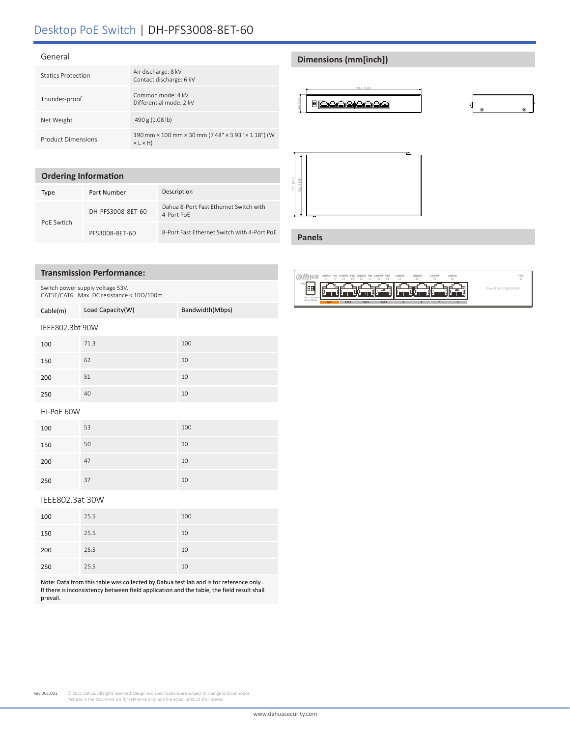# Desktop PoE Switch | DH-PFS3008-8ET-60

## General

| | |
|---|---|
| Statics Protection | Air discharge: 8 kV<br>Contact discharge: 6 kV |
| Thunder-proof | Common mode: 4 kV<br>Differential mode: 2 kV |
| Net Weight | 490 g (1.08 lb) |
| Product Dimensions | 190 mm × 100 mm × 30 mm (7.48" × 3.93" × 1.18") (W × L × H) |

## Ordering Information

| Type | Part Number | Description |
|---|---|---|
| PoE Swtich | DH-PFS3008-8ET-60 | Dahua 8-Port Fast Ethernet Switch with 4-Port PoE |
| | PFS3008-8ET-60 | 8-Port Fast Ethernet Switch with 4-Port PoE |

## Transmission Performance:

Switch power supply voltage 53V.
CAT5E/CAT6. Max. DC resistance < 10Ω/100m

| Cable(m) | Load Capacity(W) | Bandwidth(Mbps) |
|---|---|---|
| **IEEE802.3bt 90W** | | |
| 100 | 71.3 | 100 |
| 150 | 62 | 10 |
| 200 | 51 | 10 |
| 250 | 40 | 10 |
| **Hi-PoE 60W** | | |
| 100 | 53 | 100 |
| 150 | 50 | 10 |
| 200 | 47 | 10 |
| 250 | 37 | 10 |
| **IEEE802.3at 30W** | | |
| 100 | 25.5 | 100 |
| 150 | 25.5 | 10 |
| 200 | 25.5 | 10 |
| 250 | 25.5 | 10 |

Note: Data from this table was collected by Dahua test lab and is for reference only . If there is inconsistency between field application and the table, the field result shall prevail.

## Dimensions (mm[inch])

190.0 [7.48]

30.0 [1.18]

106.5 [4.19]

100.0 [3.93]

## Panels

Port1-8:10M/100M

Rev 001.001 © 2021 Dahua. All rights reserved. Design and specifications are subject to change without notice. Pictures in the document are for reference only, and the actual product shall prevail.

www.dahuasecurity.com